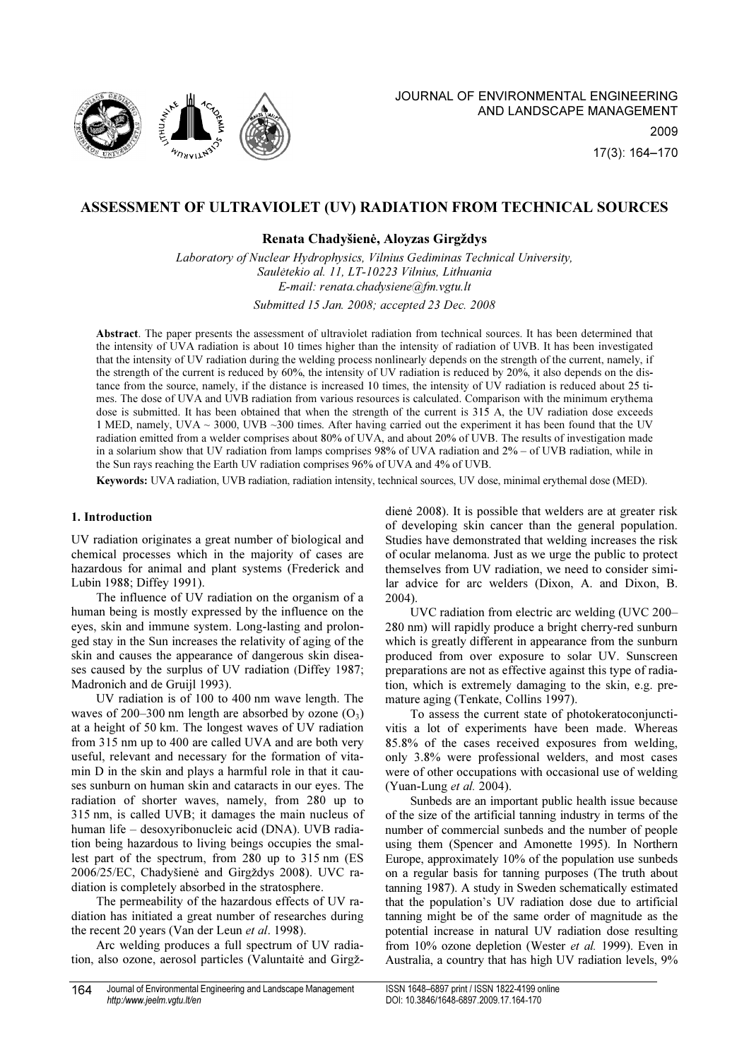# ASSESSMENT OF ULTRAVIOLET (UV) RADIATION FROM TECHNICAL SOURCES

**Renata Chadyšienė, Aloyzas Girgždys**

*Laboratory of Nuclear Hydrophysics, Vilnius Gediminas Technical University, Saulėtekio al. 11, LT-10223 Vilnius, Lithuania*
*E-mail: renata.chadysiene@fm.vgtu.lt*

*Submitted 15 Jan. 2008; accepted 23 Dec. 2008*

**Abstract**. The paper presents the assessment of ultraviolet radiation from technical sources. It has been determined that the intensity of UVA radiation is about 10 times higher than the intensity of radiation of UVB. It has been investigated that the intensity of UV radiation during the welding process nonlinearly depends on the strength of the current, namely, if the strength of the current is reduced by 60%, the intensity of UV radiation is reduced by 20%, it also depends on the distance from the source, namely, if the distance is increased 10 times, the intensity of UV radiation is reduced about 25 times. The dose of UVA and UVB radiation from various resources is calculated. Comparison with the minimum erythema dose is submitted. It has been obtained that when the strength of the current is 315 A, the UV radiation dose exceeds 1 MED, namely, UVA ~ 3000, UVB ~300 times. After having carried out the experiment it has been found that the UV radiation emitted from a welder comprises about 80% of UVA, and about 20% of UVB. The results of investigation made in a solarium show that UV radiation from lamps comprises 98% of UVA radiation and 2% – of UVB radiation, while in the Sun rays reaching the Earth UV radiation comprises 96% of UVA and 4% of UVB.

**Keywords:** UVA radiation, UVB radiation, radiation intensity, technical sources, UV dose, minimal erythemal dose (MED).

## 1. Introduction

UV radiation originates a great number of biological and chemical processes which in the majority of cases are hazardous for animal and plant systems (Frederick and Lubin 1988; Diffey 1991).

The influence of UV radiation on the organism of a human being is mostly expressed by the influence on the eyes, skin and immune system. Long-lasting and prolonged stay in the Sun increases the relativity of aging of the skin and causes the appearance of dangerous skin diseases caused by the surplus of UV radiation (Diffey 1987; Madronich and de Gruijl 1993).

UV radiation is of 100 to 400 nm wave length. The waves of 200–300 nm length are absorbed by ozone ($O_3$) at a height of 50 km. The longest waves of UV radiation from 315 nm up to 400 are called UVA and are both very useful, relevant and necessary for the formation of vitamin D in the skin and plays a harmful role in that it causes sunburn on human skin and cataracts in our eyes. The radiation of shorter waves, namely, from 280 up to 315 nm, is called UVB; it damages the main nucleus of human life – desoxyribonucleic acid (DNA). UVB radiation being hazardous to living beings occupies the smallest part of the spectrum, from 280 up to 315 nm (ES 2006/25/EC, Chadyšienė and Girgždys 2008). UVC radiation is completely absorbed in the stratosphere.

The permeability of the hazardous effects of UV radiation has initiated a great number of researches during the recent 20 years (Van der Leun *et al*. 1998).

Arc welding produces a full spectrum of UV radiation, also ozone, aerosol particles (Valuntaitė and Girgždienė 2008). It is possible that welders are at greater risk of developing skin cancer than the general population. Studies have demonstrated that welding increases the risk of ocular melanoma. Just as we urge the public to protect themselves from UV radiation, we need to consider similar advice for arc welders (Dixon, A. and Dixon, B. 2004).

UVC radiation from electric arc welding (UVC 200–280 nm) will rapidly produce a bright cherry-red sunburn which is greatly different in appearance from the sunburn produced from over exposure to solar UV. Sunscreen preparations are not as effective against this type of radiation, which is extremely damaging to the skin, e.g. premature aging (Tenkate, Collins 1997).

To assess the current state of photokeratoconjunctivitis a lot of experiments have been made. Whereas 85.8% of the cases received exposures from welding, only 3.8% were professional welders, and most cases were of other occupations with occasional use of welding (Yuan-Lung *et al.* 2004).

Sunbeds are an important public health issue because of the size of the artificial tanning industry in terms of the number of commercial sunbeds and the number of people using them (Spencer and Amonette 1995). In Northern Europe, approximately 10% of the population use sunbeds on a regular basis for tanning purposes (The truth about tanning 1987). A study in Sweden schematically estimated that the population's UV radiation dose due to artificial tanning might be of the same order of magnitude as the potential increase in natural UV radiation dose resulting from 10% ozone depletion (Wester *et al.* 1999). Even in Australia, a country that has high UV radiation levels, 9%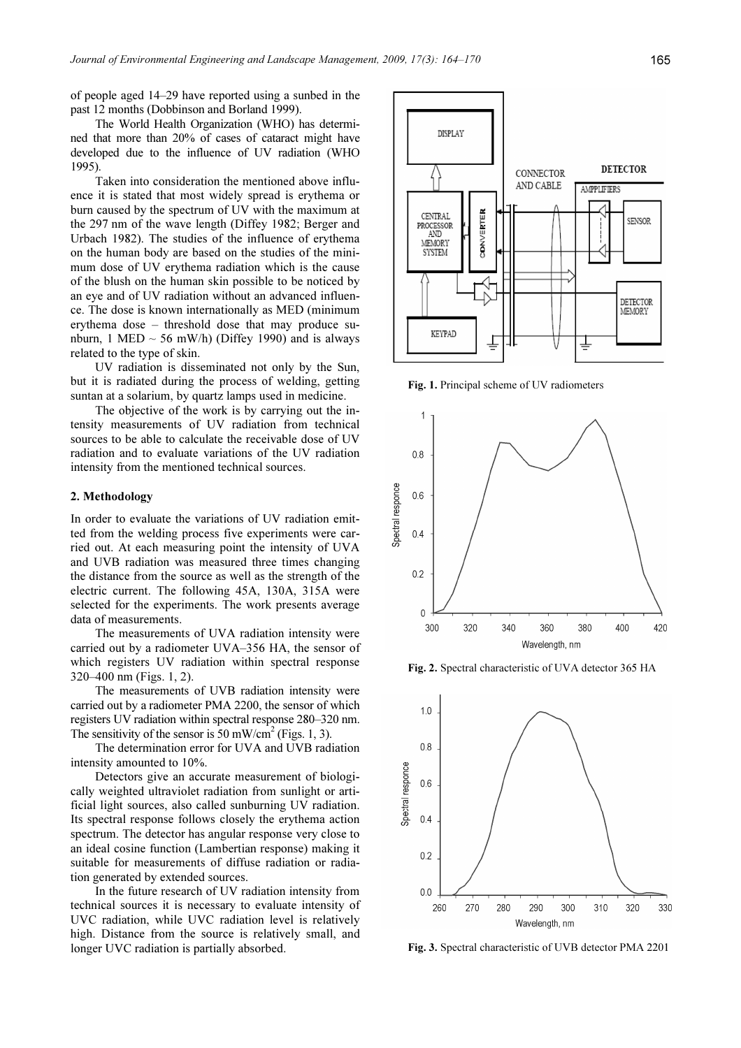of people aged 14–29 have reported using a sunbed in the past 12 months (Dobbinson and Borland 1999).

The World Health Organization (WHO) has determined that more than 20% of cases of cataract might have developed due to the influence of UV radiation (WHO 1995).

Taken into consideration the mentioned above influence it is stated that most widely spread is erythema or burn caused by the spectrum of UV with the maximum at the 297 nm of the wave length (Diffey 1982; Berger and Urbach 1982). The studies of the influence of erythema on the human body are based on the studies of the minimum dose of UV erythema radiation which is the cause of the blush on the human skin possible to be noticed by an eye and of UV radiation without an advanced influence. The dose is known internationally as MED (minimum erythema dose – threshold dose that may produce sunburn, 1 MED ~ 56 mW/h) (Diffey 1990) and is always related to the type of skin.

UV radiation is disseminated not only by the Sun, but it is radiated during the process of welding, getting suntan at a solarium, by quartz lamps used in medicine.

The objective of the work is by carrying out the intensity measurements of UV radiation from technical sources to be able to calculate the receivable dose of UV radiation and to evaluate variations of the UV radiation intensity from the mentioned technical sources.

## 2. Methodology

In order to evaluate the variations of UV radiation emitted from the welding process five experiments were carried out. At each measuring point the intensity of UVA and UVB radiation was measured three times changing the distance from the source as well as the strength of the electric current. The following 45A, 130A, 315A were selected for the experiments. The work presents average data of measurements.

The measurements of UVA radiation intensity were carried out by a radiometer UVA–356 HA, the sensor of which registers UV radiation within spectral response 320–400 nm (Figs. 1, 2).

The measurements of UVB radiation intensity were carried out by a radiometer PMA 2200, the sensor of which registers UV radiation within spectral response 280–320 nm. The sensitivity of the sensor is 50 mW/cm$^2$ (Figs. 1, 3).

The determination error for UVA and UVB radiation intensity amounted to 10%.

Detectors give an accurate measurement of biologically weighted ultraviolet radiation from sunlight or artificial light sources, also called sunburning UV radiation. Its spectral response follows closely the erythema action spectrum. The detector has angular response very close to an ideal cosine function (Lambertian response) making it suitable for measurements of diffuse radiation or radiation generated by extended sources.

In the future research of UV radiation intensity from technical sources it is necessary to evaluate intensity of UVC radiation, while UVC radiation level is relatively high. Distance from the source is relatively small, and longer UVC radiation is partially absorbed.

DISPLAY
CONNECTOR AND CABLE
DETECTOR
AMPPLIFIERS
SENSOR
CENTRAL PROCESSOR AND MEMORY SYSTEM
CONVERTER
DETECTOR MEMORY
KEYPAD

**Fig. 1.** Principal scheme of UV radiometers

Spectral responce
1
0.8
0.6
0.4
0.2
0
300 320 340 360 380 400 420
Wavelength, nm

**Fig. 2.** Spectral characteristic of UVA detector 365 HA

Spectral responce
1.0
0.8
0.6
0.4
0.2
0.0
260 270 280 290 300 310 320 330
Wavelength, nm

**Fig. 3.** Spectral characteristic of UVB detector PMA 2201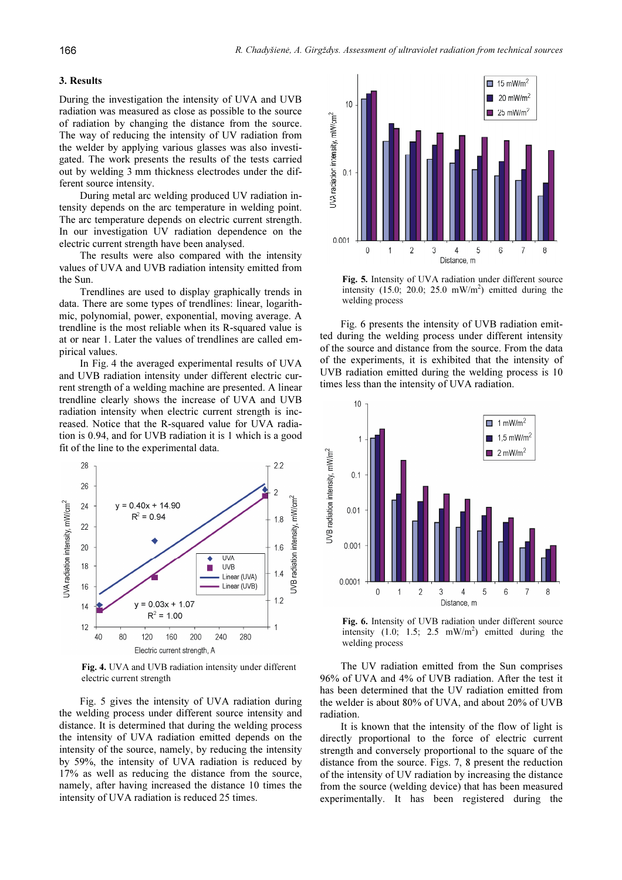## 3. Results

During the investigation the intensity of UVA and UVB radiation was measured as close as possible to the source of radiation by changing the distance from the source. The way of reducing the intensity of UV radiation from the welder by applying various glasses was also investigated. The work presents the results of the tests carried out by welding 3 mm thickness electrodes under the different source intensity.

During metal arc welding produced UV radiation intensity depends on the arc temperature in welding point. The arc temperature depends on electric current strength. In our investigation UV radiation dependence on the electric current strength have been analysed.

The results were also compared with the intensity values of UVA and UVB radiation intensity emitted from the Sun.

Trendlines are used to display graphically trends in data. There are some types of trendlines: linear, logarithmic, polynomial, power, exponential, moving average. A trendline is the most reliable when its R-squared value is at or near 1. Later the values of trendlines are called empirical values.

In Fig. 4 the averaged experimental results of UVA and UVB radiation intensity under different electric current strength of a welding machine are presented. A linear trendline clearly shows the increase of UVA and UVB radiation intensity when electric current strength is increased. Notice that the R-squared value for UVA radiation is 0.94, and for UVB radiation it is 1 which is a good fit of the line to the experimental data.

UVA radiation intensity, mW/cm$^2$
UVB radiation intensity, mW/cm$^2$
y = 0.40x + 14.90
$R^2$ = 0.94
y = 0.03x + 1.07
$R^2$ = 1.00
UVA
UVB
Linear (UVA)
Linear (UVB)
28
26
24
22
20
18
16
14
12
2.2
2
1.8
1.6
1.4
1.2
1
40 80 120 160 200 240 280
Electric current strength, A

**Fig. 4.** UVA and UVB radiation intensity under different electric current strength

Fig. 5 gives the intensity of UVA radiation during the welding process under different source intensity and distance. It is determined that during the welding process the intensity of UVA radiation emitted depends on the intensity of the source, namely, by reducing the intensity by 59%, the intensity of UVA radiation is reduced by 17% as well as reducing the distance from the source, namely, after having increased the distance 10 times the intensity of UVA radiation is reduced 25 times.

UVA radiation intensity, mW/cm$^2$
15 mW/m$^2$
20 mW/m$^2$
25 mW/m$^2$
10
0.1
0.001
0 1 2 3 4 5 6 7 8
Distance, m

**Fig. 5.** Intensity of UVA radiation under different source intensity (15.0; 20.0; 25.0 mW/m$^2$) emitted during the welding process

Fig. 6 presents the intensity of UVB radiation emitted during the welding process under different intensity of the source and distance from the source. From the data of the experiments, it is exhibited that the intensity of UVB radiation emitted during the welding process is 10 times less than the intensity of UVA radiation.

UVB radiation intensity, mW/m$^2$
1 mW/m$^2$
1,5 mW/m$^2$
2 mW/m$^2$
10
1
0.1
0.01
0.001
0.0001
0 1 2 3 4 5 6 7 8
Distance, m

**Fig. 6.** Intensity of UVB radiation under different source intensity (1.0; 1.5; 2.5 mW/m$^2$) emitted during the welding process

The UV radiation emitted from the Sun comprises 96% of UVA and 4% of UVB radiation. After the test it has been determined that the UV radiation emitted from the welder is about 80% of UVA, and about 20% of UVB radiation.

It is known that the intensity of the flow of light is directly proportional to the force of electric current strength and conversely proportional to the square of the distance from the source. Figs. 7, 8 present the reduction of the intensity of UV radiation by increasing the distance from the source (welding device) that has been measured experimentally. It has been registered during the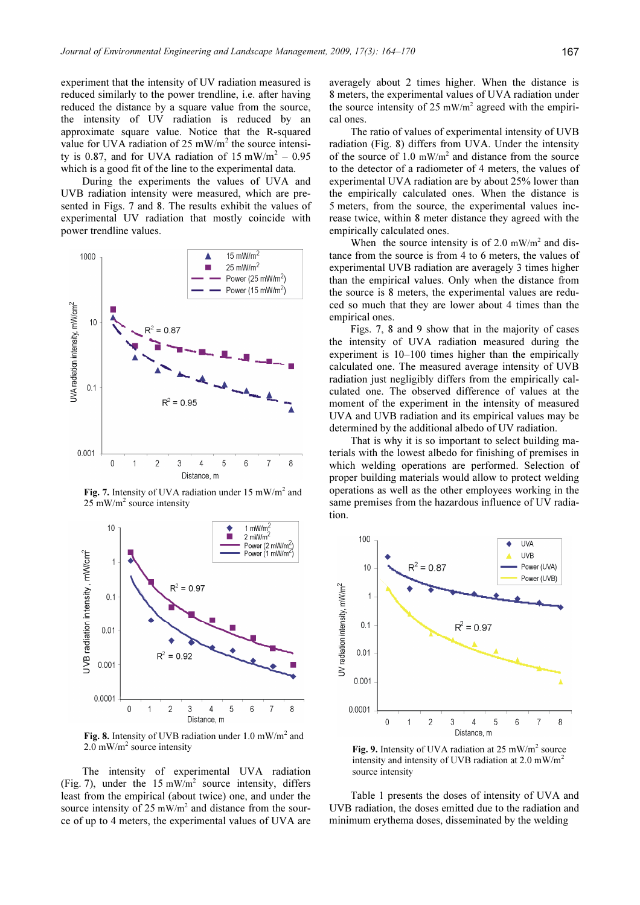experiment that the intensity of UV radiation measured is reduced similarly to the power trendline, i.e. after having reduced the distance by a square value from the source, the intensity of UV radiation is reduced by an approximate square value. Notice that the R-squared value for UVA radiation of 25 mW/m$^2$ the source intensity is 0.87, and for UVA radiation of 15 mW/m$^2$ – 0.95 which is a good fit of the line to the experimental data.

During the experiments the values of UVA and UVB radiation intensity were measured, which are presented in Figs. 7 and 8. The results exhibit the values of experimental UV radiation that mostly coincide with power trendline values.

1000
10
0.1
0.001
UVA radiation intensity, mW/cm$^2$
0 1 2 3 4 5 6 7 8
Distance, m
15 mW/m$^2$
25 mW/m$^2$
Power (25 mW/m$^2$)
Power (15 mW/m$^2$)
$R^2$ = 0.87
$R^2$ = 0.95

**Fig. 7.** Intensity of UVA radiation under 15 mW/m$^2$ and 25 mW/m$^2$ source intensity

10
1
0.1
0.01
0.001
0.0001
UVB radiation intensity, mW/cm$^2$
0 1 2 3 4 5 6 7 8
Distance, m
1 mW/m$^2$
2 mW/m$^2$
Power (2 mW/m$^2$)
Power (1 mW/m$^2$)
$R^2$ = 0.97
$R^2$ = 0.92

**Fig. 8.** Intensity of UVB radiation under 1.0 mW/m$^2$ and 2.0 mW/m$^2$ source intensity

The intensity of experimental UVA radiation (Fig. 7), under the 15 mW/m$^2$ source intensity, differs least from the empirical (about twice) one, and under the source intensity of 25 mW/m$^2$ and distance from the source of up to 4 meters, the experimental values of UVA are averagely about 2 times higher. When the distance is 8 meters, the experimental values of UVA radiation under the source intensity of 25 mW/m$^2$ agreed with the empirical ones.

The ratio of values of experimental intensity of UVB radiation (Fig. 8) differs from UVA. Under the intensity of the source of 1.0 mW/m$^2$ and distance from the source to the detector of a radiometer of 4 meters, the values of experimental UVA radiation are by about 25% lower than the empirically calculated ones. When the distance is 5 meters, from the source, the experimental values increase twice, within 8 meter distance they agreed with the empirically calculated ones.

When the source intensity is of 2.0 mW/m$^2$ and distance from the source is from 4 to 6 meters, the values of experimental UVB radiation are averagely 3 times higher than the empirical values. Only when the distance from the source is 8 meters, the experimental values are reduced so much that they are lower about 4 times than the empirical ones.

Figs. 7, 8 and 9 show that in the majority of cases the intensity of UVA radiation measured during the experiment is 10–100 times higher than the empirically calculated one. The measured average intensity of UVB radiation just negligibly differs from the empirically calculated one. The observed difference of values at the moment of the experiment in the intensity of measured UVA and UVB radiation and its empirical values may be determined by the additional albedo of UV radiation.

That is why it is so important to select building materials with the lowest albedo for finishing of premises in which welding operations are performed. Selection of proper building materials would allow to protect welding operations as well as the other employees working in the same premises from the hazardous influence of UV radiation.

100
10
1
0.1
0.01
0.001
0.0001
UV radiation intensity, mW/m$^2$
0 1 2 3 4 5 6 7 8
Distance, m
UVA
UVB
Power (UVA)
Power (UVB)
$R^2$ = 0.87
$R^2$ = 0.97

**Fig. 9.** Intensity of UVA radiation at 25 mW/m$^2$ source intensity and intensity of UVB radiation at 2.0 mW/m$^2$ source intensity

Table 1 presents the doses of intensity of UVA and UVB radiation, the doses emitted due to the radiation and minimum erythema doses, disseminated by the welding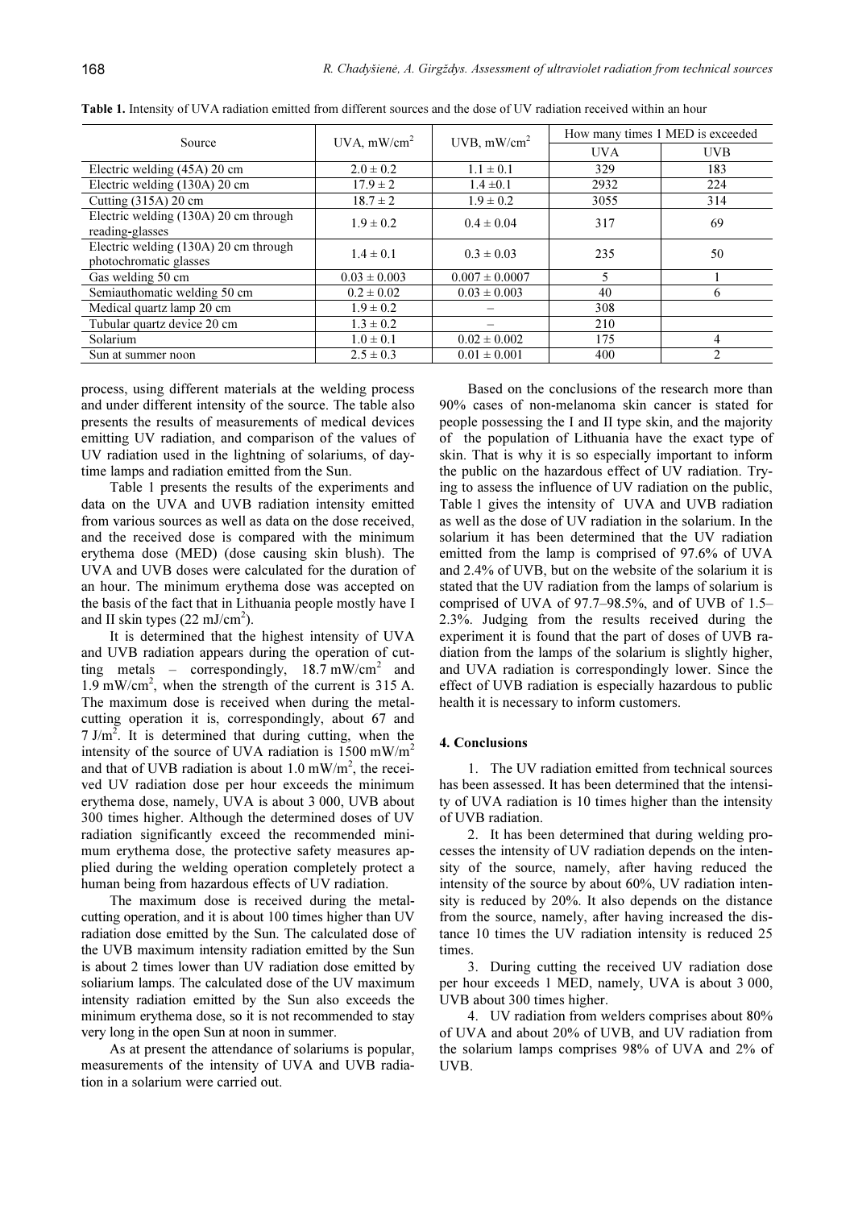**Table 1.** Intensity of UVA radiation emitted from different sources and the dose of UV radiation received within an hour

| Source | UVA, mW/cm$^2$ | UVB, mW/cm$^2$ | How many times 1 MED is exceeded | |
|---|---|---|---|---|
| | | | UVA | UVB |
| Electric welding (45A) 20 cm | 2.0 ± 0.2 | 1.1 ± 0.1 | 329 | 183 |
| Electric welding (130A) 20 cm | 17.9 ± 2 | 1.4 ±0.1 | 2932 | 224 |
| Cutting (315A) 20 cm | 18.7 ± 2 | 1.9 ± 0.2 | 3055 | 314 |
| Electric welding (130A) 20 cm through reading-glasses | 1.9 ± 0.2 | 0.4 ± 0.04 | 317 | 69 |
| Electric welding (130A) 20 cm through photochromatic glasses | 1.4 ± 0.1 | 0.3 ± 0.03 | 235 | 50 |
| Gas welding 50 cm | 0.03 ± 0.003 | 0.007 ± 0.0007 | 5 | 1 |
| Semiauthomatic welding 50 cm | 0.2 ± 0.02 | 0.03 ± 0.003 | 40 | 6 |
| Medical quartz lamp 20 cm | 1.9 ± 0.2 | – | 308 | |
| Tubular quartz device 20 cm | 1.3 ± 0.2 | – | 210 | |
| Solarium | 1.0 ± 0.1 | 0.02 ± 0.002 | 175 | 4 |
| Sun at summer noon | 2.5 ± 0.3 | 0.01 ± 0.001 | 400 | 2 |

process, using different materials at the welding process and under different intensity of the source. The table also presents the results of measurements of medical devices emitting UV radiation, and comparison of the values of UV radiation used in the lightning of solariums, of daytime lamps and radiation emitted from the Sun.

Table 1 presents the results of the experiments and data on the UVA and UVB radiation intensity emitted from various sources as well as data on the dose received, and the received dose is compared with the minimum erythema dose (MED) (dose causing skin blush). The UVA and UVB doses were calculated for the duration of an hour. The minimum erythema dose was accepted on the basis of the fact that in Lithuania people mostly have I and II skin types (22 mJ/cm$^2$).

It is determined that the highest intensity of UVA and UVB radiation appears during the operation of cutting metals – correspondingly, 18.7 mW/cm$^2$ and 1.9 mW/cm$^2$, when the strength of the current is 315 A. The maximum dose is received when during the metal-cutting operation it is, correspondingly, about 67 and 7 J/m$^2$. It is determined that during cutting, when the intensity of the source of UVA radiation is 1500 mW/m$^2$ and that of UVB radiation is about 1.0 mW/m$^2$, the received UV radiation dose per hour exceeds the minimum erythema dose, namely, UVA is about 3 000, UVB about 300 times higher. Although the determined doses of UV radiation significantly exceed the recommended minimum erythema dose, the protective safety measures applied during the welding operation completely protect a human being from hazardous effects of UV radiation.

The maximum dose is received during the metal-cutting operation, and it is about 100 times higher than UV radiation dose emitted by the Sun. The calculated dose of the UVB maximum intensity radiation emitted by the Sun is about 2 times lower than UV radiation dose emitted by soliarium lamps. The calculated dose of the UV maximum intensity radiation emitted by the Sun also exceeds the minimum erythema dose, so it is not recommended to stay very long in the open Sun at noon in summer.

As at present the attendance of solariums is popular, measurements of the intensity of UVA and UVB radiation in a solarium were carried out.

Based on the conclusions of the research more than 90% cases of non-melanoma skin cancer is stated for people possessing the I and II type skin, and the majority of the population of Lithuania have the exact type of skin. That is why it is so especially important to inform the public on the hazardous effect of UV radiation. Trying to assess the influence of UV radiation on the public, Table 1 gives the intensity of UVA and UVB radiation as well as the dose of UV radiation in the solarium. In the solarium it has been determined that the UV radiation emitted from the lamp is comprised of 97.6% of UVA and 2.4% of UVB, but on the website of the solarium it is stated that the UV radiation from the lamps of solarium is comprised of UVA of 97.7–98.5%, and of UVB of 1.5–2.3%. Judging from the results received during the experiment it is found that the part of doses of UVB radiation from the lamps of the solarium is slightly higher, and UVA radiation is correspondingly lower. Since the effect of UVB radiation is especially hazardous to public health it is necessary to inform customers.

## 4. Conclusions

1. The UV radiation emitted from technical sources has been assessed. It has been determined that the intensity of UVA radiation is 10 times higher than the intensity of UVB radiation.

2. It has been determined that during welding processes the intensity of UV radiation depends on the intensity of the source, namely, after having reduced the intensity of the source by about 60%, UV radiation intensity is reduced by 20%. It also depends on the distance from the source, namely, after having increased the distance 10 times the UV radiation intensity is reduced 25 times.

3. During cutting the received UV radiation dose per hour exceeds 1 MED, namely, UVA is about 3 000, UVB about 300 times higher.

4. UV radiation from welders comprises about 80% of UVA and about 20% of UVB, and UV radiation from the solarium lamps comprises 98% of UVA and 2% of UVB.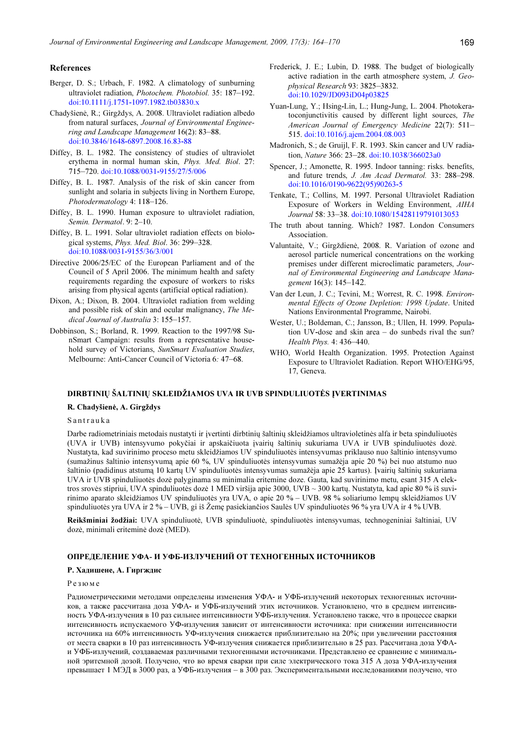## References

Berger, D. S.; Urbach, F. 1982. A climatology of sunburning ultraviolet radiation, *Photochem. Photobiol.* 35: 187–192. doi:10.1111/j.1751-1097.1982.tb03830.x

Chadyšienė, R.; Girgždys, A. 2008. Ultraviolet radiation albedo from natural surfaces, *Journal of Environmental Engineering and Landscape Management* 16(2): 83–88. doi:10.3846/1648-6897.2008.16.83-88

Diffey, B. L. 1982. The consistency of studies of ultraviolet erythema in normal human skin, *Phys. Med. Biol*. 27: 715–720. doi:10.1088/0031-9155/27/5/006

Diffey, B. L. 1987. Analysis of the risk of skin cancer from sunlight and solaria in subjects living in Northern Europe, *Photodermatology* 4: 118–126.

Diffey, B. L. 1990. Human exposure to ultraviolet radiation, *Semin. Dermatol*. 9: 2–10.

Diffey, B. L. 1991. Solar ultraviolet radiation effects on biological systems, *Phys. Med. Biol*. 36: 299–328. doi:10.1088/0031-9155/36/3/001

Directive 2006/25/EC of the European Parliament and of the Council of 5 April 2006. The minimum health and safety requirements regarding the exposure of workers to risks arising from physical agents (artificial optical radiation).

Dixon, A.; Dixon, B. 2004. Ultraviolet radiation from welding and possible risk of skin and ocular malignancy, *The Medical Journal of Australia* 3: 155–157.

Dobbinson, S.; Borland, R. 1999. Reaction to the 1997/98 SunSmart Campaign: results from a representative household survey of Victorians, *SunSmart Evaluation Studies*, Melbourne: Anti-Cancer Council of Victoria 6*:* 47–68.

Frederick, J. E.; Lubin, D. 1988. The budget of biologically active radiation in the earth atmosphere system, *J. Geophysical Research* 93: 3825–3832. doi:10.1029/JD093iD04p03825

Yuan-Lung, Y.; Hsing-Lin, L.; Hung-Jung, L. 2004. Photokeratoconjunctivitis caused by different light sources, *The American Journal of Emergency Medicine* 22(7): 511–515. doi:10.1016/j.ajem.2004.08.003

Madronich, S.; de Gruijl, F. R. 1993. Skin cancer and UV radiation, *Nature* 366: 23–28. doi:10.1038/366023a0

Spencer, J.; Amonette, R. 1995. Indoor tanning: risks. benefits, and future trends, *J. Am Acad Dermatol.* 33: 288–298. doi:10.1016/0190-9622(95)90263-5

Tenkate, T.; Collins, M. 1997. Personal Ultraviolet Radiation Exposure of Workers in Welding Environment, *AIHA Journal* 58: 33–38. doi:10.1080/15428119791013053

The truth about tanning. Which? 1987. London Consumers Association.

Valuntaitė, V.; Girgždienė, 2008. R. Variation of ozone and aerosol particle numerical concentrations on the working premises under different microclimatic parameters, *Journal of Environmental Engineering and Landscape Management* 16(3): 145–142.

Van der Leun, J. C.; Tevini, M.; Worrest, R. C. 1998. *Environmental Effects of Ozone Depletion: 1998 Update*. United Nations Environmental Programme, Nairobi.

Wester, U.; Boldeman, C.; Jansson, B.; Ullen, H. 1999. Population UV-dose and skin area – do sunbeds rival the sun? *Health Phys.* 4: 436–440.

WHO, World Health Organization. 1995. Protection Against Exposure to Ultraviolet Radiation. Report WHO/EHG/95, 17, Geneva.

## DIRBTINIŲ ŠALTINIŲ SKLEIDŽIAMOS UVA IR UVB SPINDULIUOTĖS ĮVERTINIMAS

**R. Chadyšienė, A. Girgždys**

Santrauka

Darbe radiometriniais metodais nustatyti ir įvertinti dirbtinių šaltinių skleidžiamos ultravioletinės alfa ir beta spinduliuotės (UVA ir UVB) intensyvumo pokyčiai ir apskaičiuota įvairių šaltinių sukuriama UVA ir UVB spinduliuotės dozė. Nustatyta, kad suvirinimo proceso metu skleidžiamos UV spinduliuotės intensyvumas priklauso nuo šaltinio intensyvumo (sumažinus šaltinio intensyvumą apie 60 %, UV spinduliuotės intensyvumas sumažėja apie 20 %) bei nuo atstumo nuo šaltinio (padidinus atstumą 10 kartų UV spinduliuotės intensyvumas sumažėja apie 25 kartus). Įvairių šaltinių sukuriama UVA ir UVB spinduliuotės dozė palyginama su minimalia eritemine doze. Gauta, kad suvirinimo metu, esant 315 A elektros srovės stipriui, UVA spinduliuotės dozė 1 MED viršija apie 3000, UVB ~ 300 kartų. Nustatyta, kad apie 80 % iš suvirinimo aparato skleidžiamos UV spinduliuotės yra UVA, o apie 20 % – UVB. 98 % soliariumo lempų skleidžiamos UV spinduliuotės yra UVA ir 2 % – UVB, gi iš Žemę pasiekiančios Saulės UV spinduliuotės 96 % yra UVA ir 4 % UVB.

**Reikšminiai žodžiai:** UVA spinduliuotė, UVB spinduliuotė, spinduliuotės intensyvumas, technogeniniai šaltiniai, UV dozė, minimali eriteminė dozė (MED).

## ОПРЕДЕЛЕНИЕ УФА- И УФБ-ИЗЛУЧЕНИЙ ОТ ТЕХНОГЕННЫХ ИСТОЧНИКОВ

**Р. Хадишене, А. Гиргждис**

Резюме

Радиометрическими методами определены изменения УФА- и УФБ-излучений некоторых техногенных источников, а также рассчитана доза УФА- и УФБ-излучений этих источников. Установлено, что в среднем интенсивность УФА-излучения в 10 раз сильнее интенсивности УФБ-излучения. Установлено также, что в процессе сварки интенсивность испускаемого УФ-излучения зависит от интенсивности источника: при снижении интенсивности источника на 60% интенсивность УФ-излучения снижается приблизительно на 20%; при увеличении расстояния от места сварки в 10 раз интенсивность УФ-излучения снижается приблизительно в 25 раз. Рассчитана доза УФА- и УФБ-излучений, создаваемая различными техногенными источниками. Представлено ее сравнение с минимальной эритемной дозой. Получено, что во время сварки при силе электрического тока 315 А доза УФА-излучения превышает 1 МЭД в 3000 раз, а УФБ-излучения – в 300 раз. Экспериментальными исследованиями получено, что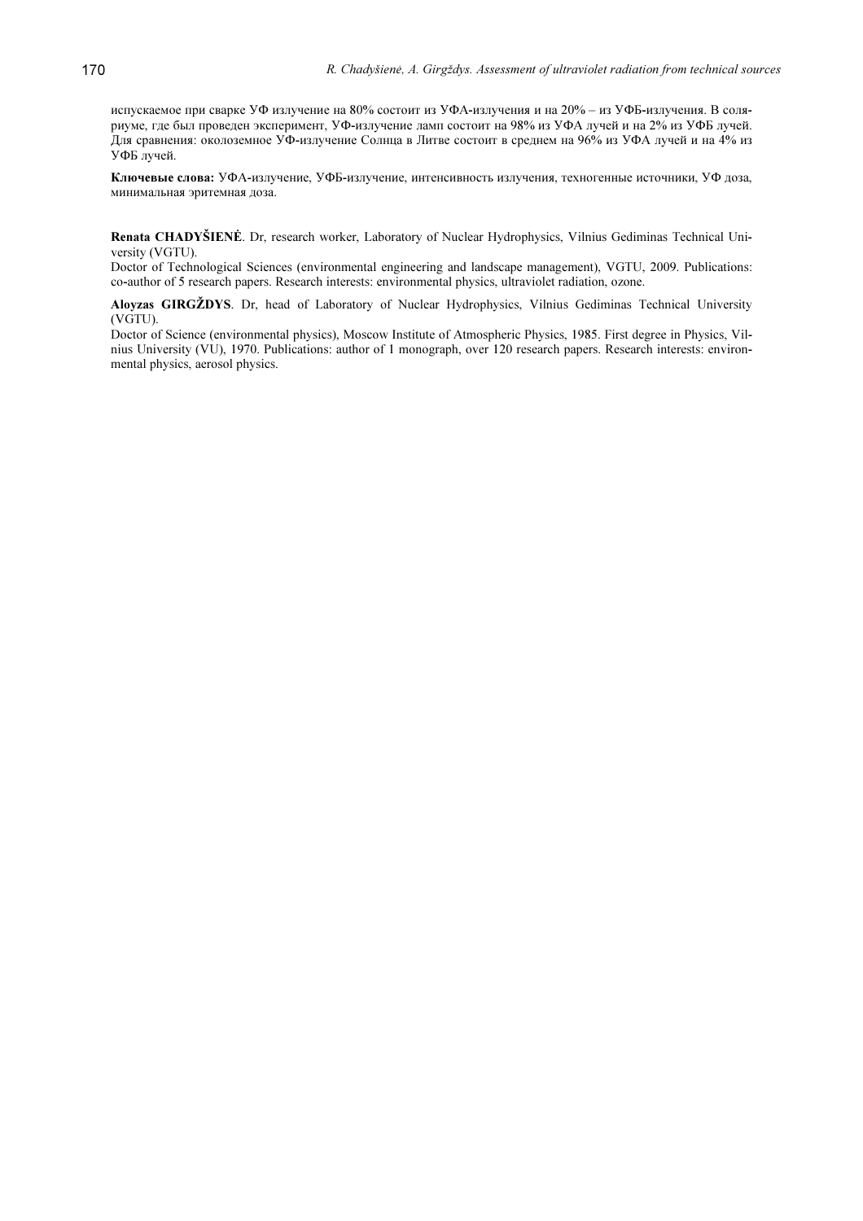испускаемое при сварке УФ излучение на 80% состоит из УФА-излучения и на 20% – из УФБ-излучения. В солярииуме, где был проведен эксперимент, УФ-излучение ламп состоит на 98% из УФА лучей и на 2% из УФБ лучей. Для сравнения: околоземное УФ-излучение Солнца в Литве состоит в среднем на 96% из УФА лучей и на 4% из УФБ лучей.

**Ключевые слова:** УФА-излучение, УФБ-излучение, интенсивность излучения, техногенные источники, УФ доза, минимальная эритемная доза.

**Renata CHADYŠIENĖ**. Dr, research worker, Laboratory of Nuclear Hydrophysics, Vilnius Gediminas Technical University (VGTU).
Doctor of Technological Sciences (environmental engineering and landscape management), VGTU, 2009. Publications: co-author of 5 research papers. Research interests: environmental physics, ultraviolet radiation, ozone.

**Aloyzas GIRGŽDYS**. Dr, head of Laboratory of Nuclear Hydrophysics, Vilnius Gediminas Technical University (VGTU).
Doctor of Science (environmental physics), Moscow Institute of Atmospheric Physics, 1985. First degree in Physics, Vilnius University (VU), 1970. Publications: author of 1 monograph, over 120 research papers. Research interests: environmental physics, aerosol physics.